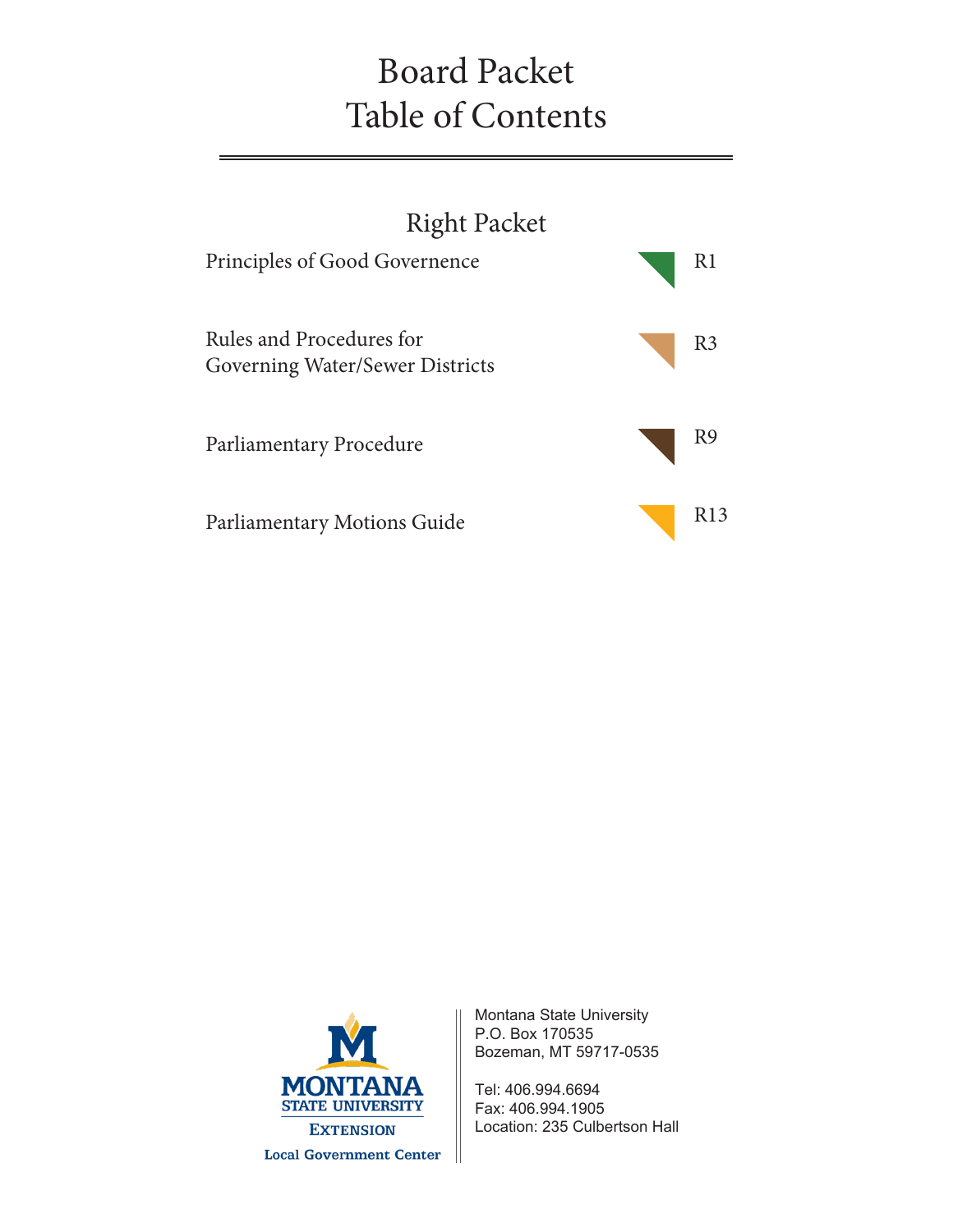# Board Packet Table of Contents

## Right Packet

| Section | Tab |
| --- | --- |
| Principles of Good Governence | R1 |
| Rules and Procedures for Governing Water/Sewer Districts | R3 |
| Parliamentary Procedure | R9 |
| Parliamentary Motions Guide | R13 |

MONTANA STATE UNIVERSITY
EXTENSION
Local Government Center

Montana State University
P.O. Box 170535
Bozeman, MT 59717-0535

Tel: 406.994.6694
Fax: 406.994.1905
Location: 235 Culbertson Hall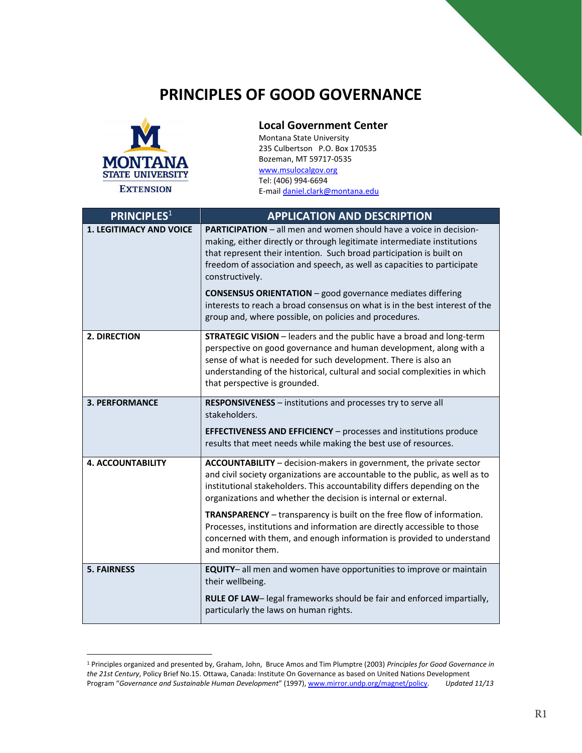# PRINCIPLES OF GOOD GOVERNANCE

**Local Government Center**
Montana State University
235 Culbertson P.O. Box 170535
Bozeman, MT 59717-0535
www.msulocalgov.org
Tel: (406) 994-6694
E-mail daniel.clark@montana.edu

| PRINCIPLES[1] | APPLICATION AND DESCRIPTION |
|---|---|
| **1. LEGITIMACY AND VOICE** | **PARTICIPATION** – all men and women should have a voice in decision-making, either directly or through legitimate intermediate institutions that represent their intention. Such broad participation is built on freedom of association and speech, as well as capacities to participate constructively.<br><br>**CONSENSUS ORIENTATION** – good governance mediates differing interests to reach a broad consensus on what is in the best interest of the group and, where possible, on policies and procedures. |
| **2. DIRECTION** | **STRATEGIC VISION** – leaders and the public have a broad and long-term perspective on good governance and human development, along with a sense of what is needed for such development. There is also an understanding of the historical, cultural and social complexities in which that perspective is grounded. |
| **3. PERFORMANCE** | **RESPONSIVENESS** – institutions and processes try to serve all stakeholders.<br><br>**EFFECTIVENESS AND EFFICIENCY** – processes and institutions produce results that meet needs while making the best use of resources. |
| **4. ACCOUNTABILITY** | **ACCOUNTABILITY** – decision-makers in government, the private sector and civil society organizations are accountable to the public, as well as to institutional stakeholders. This accountability differs depending on the organizations and whether the decision is internal or external.<br><br>**TRANSPARENCY** – transparency is built on the free flow of information. Processes, institutions and information are directly accessible to those concerned with them, and enough information is provided to understand and monitor them. |
| **5. FAIRNESS** | **EQUITY**– all men and women have opportunities to improve or maintain their wellbeing.<br><br>**RULE OF LAW**– legal frameworks should be fair and enforced impartially, particularly the laws on human rights. |

[1] Principles organized and presented by, Graham, John, Bruce Amos and Tim Plumptre (2003) *Principles for Good Governance in the 21st Century*, Policy Brief No.15. Ottawa, Canada: Institute On Governance as based on United Nations Development Program "*Governance and Sustainable Human Development*" (1997), www.mirror.undp.org/magnet/policy. *Updated 11/13*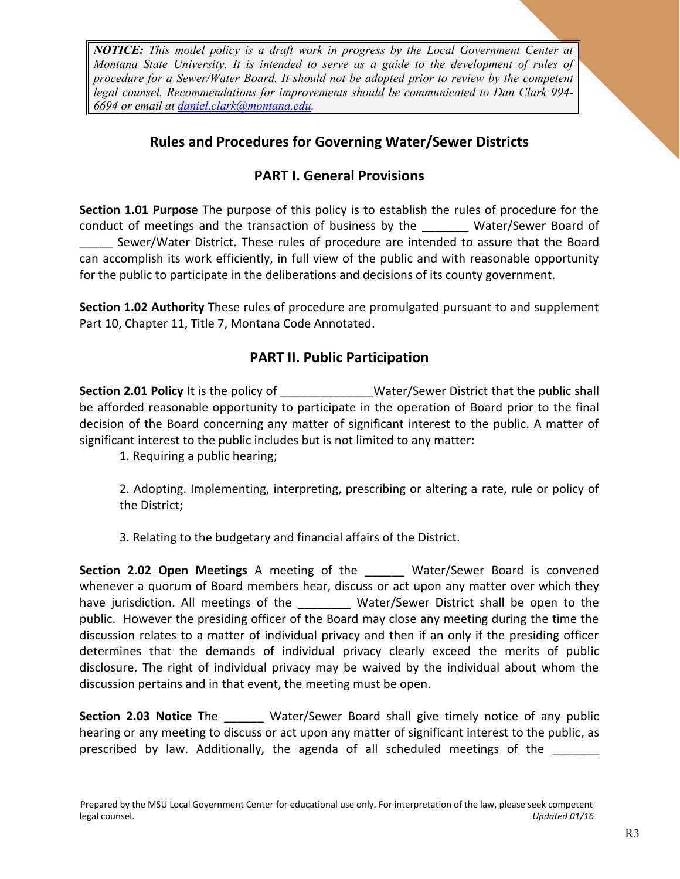> ***NOTICE:*** *This model policy is a draft work in progress by the Local Government Center at Montana State University. It is intended to serve as a guide to the development of rules of procedure for a Sewer/Water Board. It should not be adopted prior to review by the competent legal counsel. Recommendations for improvements should be communicated to Dan Clark 994-6694 or email at [daniel.clark@montana.edu](mailto:daniel.clark@montana.edu).*

## Rules and Procedures for Governing Water/Sewer Districts

## PART I. General Provisions

**Section 1.01 Purpose** The purpose of this policy is to establish the rules of procedure for the conduct of meetings and the transaction of business by the _______ Water/Sewer Board of _____ Sewer/Water District. These rules of procedure are intended to assure that the Board can accomplish its work efficiently, in full view of the public and with reasonable opportunity for the public to participate in the deliberations and decisions of its county government.

**Section 1.02 Authority** These rules of procedure are promulgated pursuant to and supplement Part 10, Chapter 11, Title 7, Montana Code Annotated.

## PART II. Public Participation

**Section 2.01 Policy** It is the policy of ______________Water/Sewer District that the public shall be afforded reasonable opportunity to participate in the operation of Board prior to the final decision of the Board concerning any matter of significant interest to the public. A matter of significant interest to the public includes but is not limited to any matter:

1. Requiring a public hearing;
2. Adopting. Implementing, interpreting, prescribing or altering a rate, rule or policy of the District;
3. Relating to the budgetary and financial affairs of the District.

**Section 2.02 Open Meetings** A meeting of the ______ Water/Sewer Board is convened whenever a quorum of Board members hear, discuss or act upon any matter over which they have jurisdiction. All meetings of the ________ Water/Sewer District shall be open to the public. However the presiding officer of the Board may close any meeting during the time the discussion relates to a matter of individual privacy and then if an only if the presiding officer determines that the demands of individual privacy clearly exceed the merits of public disclosure. The right of individual privacy may be waived by the individual about whom the discussion pertains and in that event, the meeting must be open.

**Section 2.03 Notice** The ______ Water/Sewer Board shall give timely notice of any public hearing or any meeting to discuss or act upon any matter of significant interest to the public, as prescribed by law. Additionally, the agenda of all scheduled meetings of the _______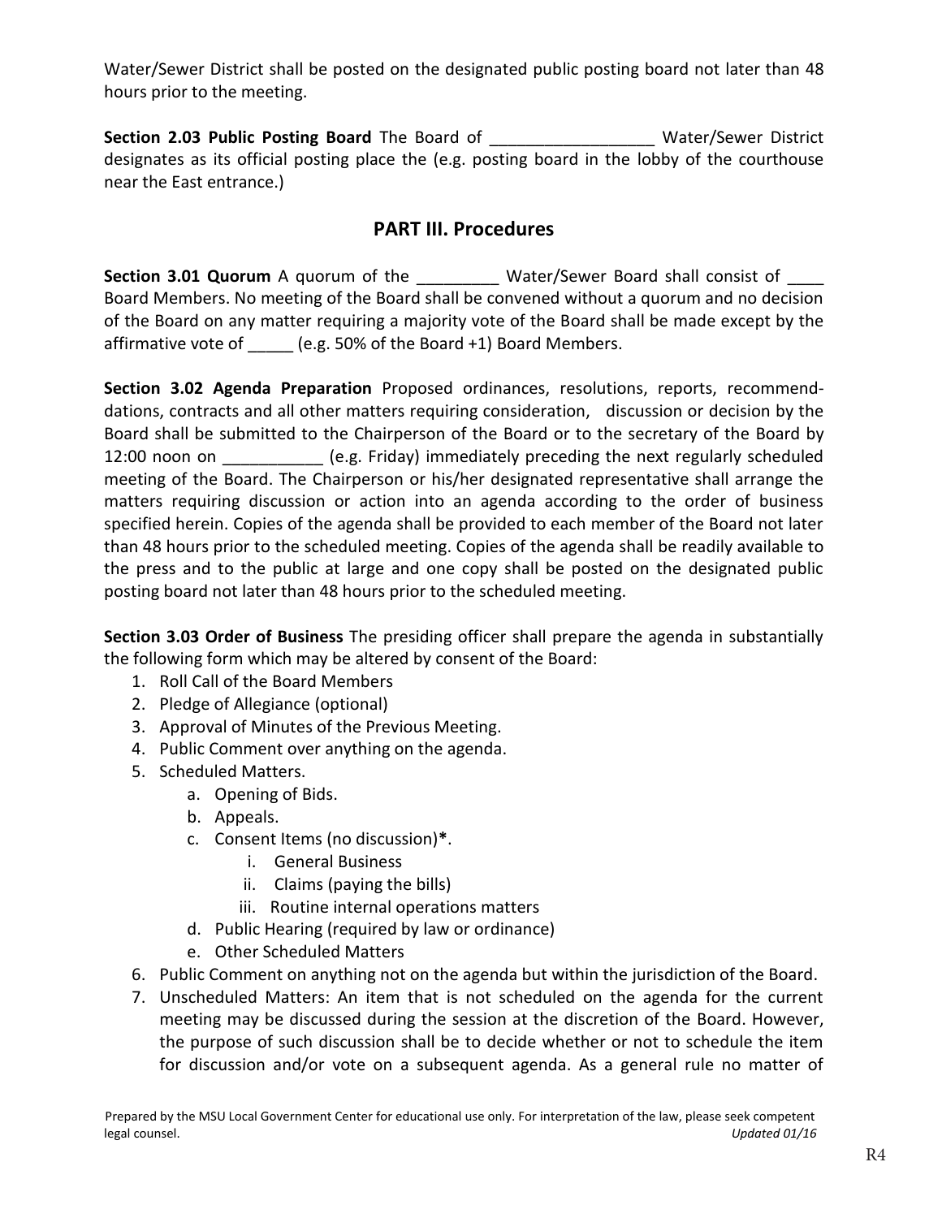Water/Sewer District shall be posted on the designated public posting board not later than 48 hours prior to the meeting.

**Section 2.03 Public Posting Board** The Board of _________________ Water/Sewer District designates as its official posting place the (e.g. posting board in the lobby of the courthouse near the East entrance.)

## PART III. Procedures

**Section 3.01 Quorum** A quorum of the _________ Water/Sewer Board shall consist of ____ Board Members. No meeting of the Board shall be convened without a quorum and no decision of the Board on any matter requiring a majority vote of the Board shall be made except by the affirmative vote of _____ (e.g. 50% of the Board +1) Board Members.

**Section 3.02 Agenda Preparation** Proposed ordinances, resolutions, reports, recommend-dations, contracts and all other matters requiring consideration, discussion or decision by the Board shall be submitted to the Chairperson of the Board or to the secretary of the Board by 12:00 noon on ___________ (e.g. Friday) immediately preceding the next regularly scheduled meeting of the Board. The Chairperson or his/her designated representative shall arrange the matters requiring discussion or action into an agenda according to the order of business specified herein. Copies of the agenda shall be provided to each member of the Board not later than 48 hours prior to the scheduled meeting. Copies of the agenda shall be readily available to the press and to the public at large and one copy shall be posted on the designated public posting board not later than 48 hours prior to the scheduled meeting.

**Section 3.03 Order of Business** The presiding officer shall prepare the agenda in substantially the following form which may be altered by consent of the Board:

1. Roll Call of the Board Members
2. Pledge of Allegiance (optional)
3. Approval of Minutes of the Previous Meeting.
4. Public Comment over anything on the agenda.
5. Scheduled Matters.
   a. Opening of Bids.
   b. Appeals.
   c. Consent Items (no discussion)**\***.
      i. General Business
      ii. Claims (paying the bills)
      iii. Routine internal operations matters
   d. Public Hearing (required by law or ordinance)
   e. Other Scheduled Matters
6. Public Comment on anything not on the agenda but within the jurisdiction of the Board.
7. Unscheduled Matters: An item that is not scheduled on the agenda for the current meeting may be discussed during the session at the discretion of the Board. However, the purpose of such discussion shall be to decide whether or not to schedule the item for discussion and/or vote on a subsequent agenda. As a general rule no matter of

Prepared by the MSU Local Government Center for educational use only. For interpretation of the law, please seek competent legal counsel. *Updated 01/16*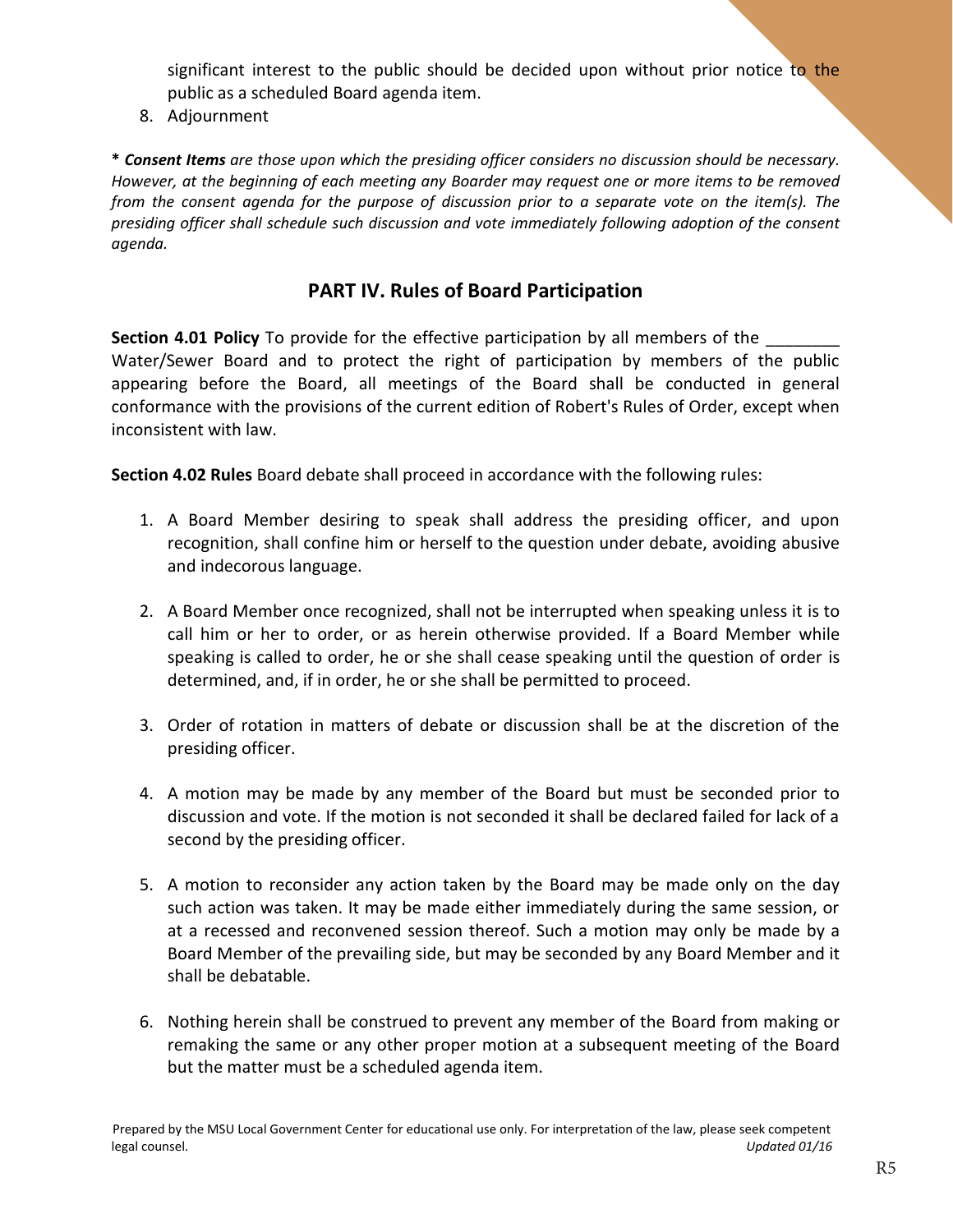significant interest to the public should be decided upon without prior notice to the public as a scheduled Board agenda item.

8. Adjournment

**\*** ***Consent Items*** *are those upon which the presiding officer considers no discussion should be necessary. However, at the beginning of each meeting any Boarder may request one or more items to be removed from the consent agenda for the purpose of discussion prior to a separate vote on the item(s). The presiding officer shall schedule such discussion and vote immediately following adoption of the consent agenda.*

## PART IV. Rules of Board Participation

**Section 4.01 Policy** To provide for the effective participation by all members of the ________ Water/Sewer Board and to protect the right of participation by members of the public appearing before the Board, all meetings of the Board shall be conducted in general conformance with the provisions of the current edition of Robert's Rules of Order, except when inconsistent with law.

**Section 4.02 Rules** Board debate shall proceed in accordance with the following rules:

1. A Board Member desiring to speak shall address the presiding officer, and upon recognition, shall confine him or herself to the question under debate, avoiding abusive and indecorous language.

2. A Board Member once recognized, shall not be interrupted when speaking unless it is to call him or her to order, or as herein otherwise provided. If a Board Member while speaking is called to order, he or she shall cease speaking until the question of order is determined, and, if in order, he or she shall be permitted to proceed.

3. Order of rotation in matters of debate or discussion shall be at the discretion of the presiding officer.

4. A motion may be made by any member of the Board but must be seconded prior to discussion and vote. If the motion is not seconded it shall be declared failed for lack of a second by the presiding officer.

5. A motion to reconsider any action taken by the Board may be made only on the day such action was taken. It may be made either immediately during the same session, or at a recessed and reconvened session thereof. Such a motion may only be made by a Board Member of the prevailing side, but may be seconded by any Board Member and it shall be debatable.

6. Nothing herein shall be construed to prevent any member of the Board from making or remaking the same or any other proper motion at a subsequent meeting of the Board but the matter must be a scheduled agenda item.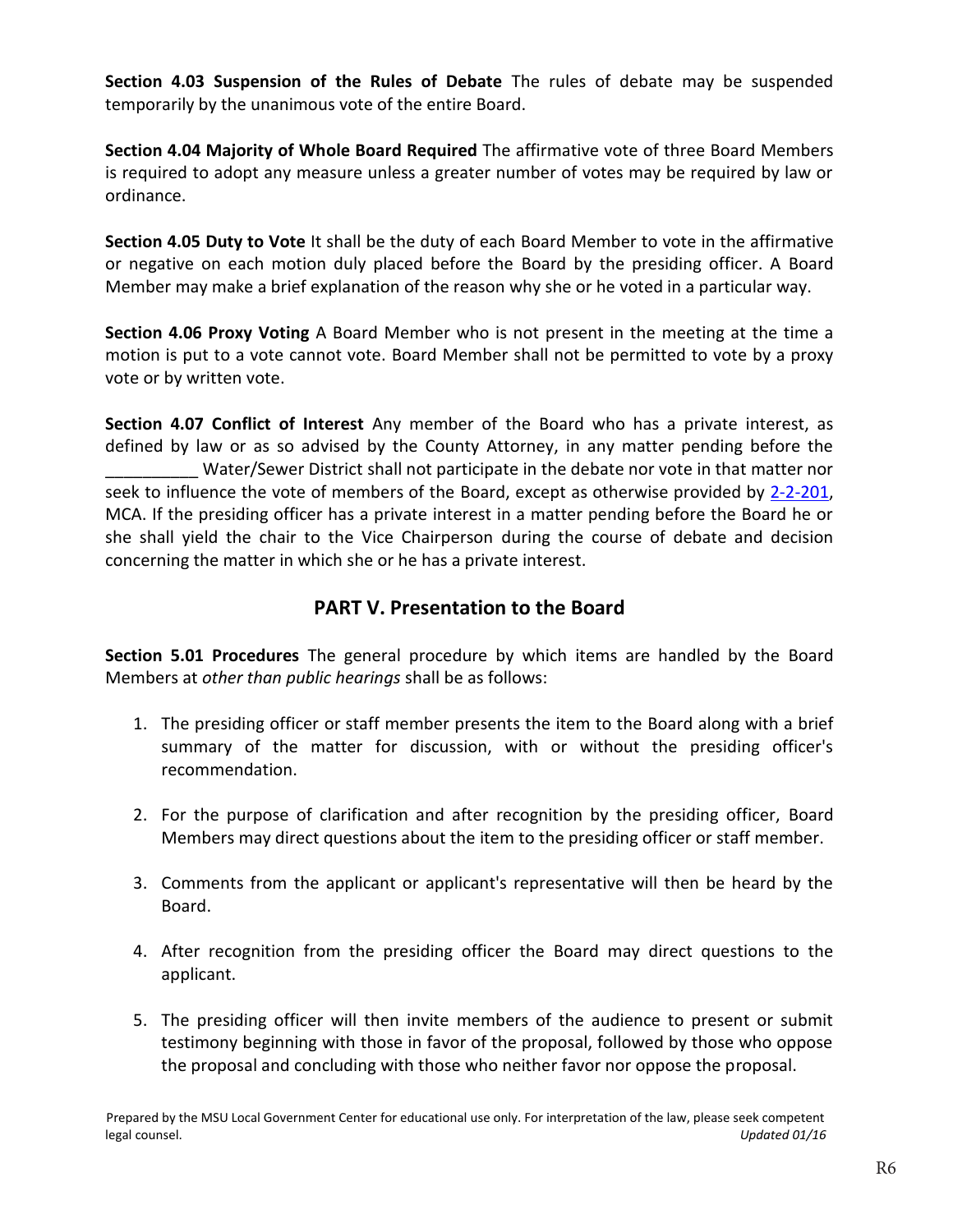**Section 4.03 Suspension of the Rules of Debate** The rules of debate may be suspended temporarily by the unanimous vote of the entire Board.

**Section 4.04 Majority of Whole Board Required** The affirmative vote of three Board Members is required to adopt any measure unless a greater number of votes may be required by law or ordinance.

**Section 4.05 Duty to Vote** It shall be the duty of each Board Member to vote in the affirmative or negative on each motion duly placed before the Board by the presiding officer. A Board Member may make a brief explanation of the reason why she or he voted in a particular way.

**Section 4.06 Proxy Voting** A Board Member who is not present in the meeting at the time a motion is put to a vote cannot vote. Board Member shall not be permitted to vote by a proxy vote or by written vote.

**Section 4.07 Conflict of Interest** Any member of the Board who has a private interest, as defined by law or as so advised by the County Attorney, in any matter pending before the __________ Water/Sewer District shall not participate in the debate nor vote in that matter nor seek to influence the vote of members of the Board, except as otherwise provided by 2-2-201, MCA. If the presiding officer has a private interest in a matter pending before the Board he or she shall yield the chair to the Vice Chairperson during the course of debate and decision concerning the matter in which she or he has a private interest.

## PART V. Presentation to the Board

**Section 5.01 Procedures** The general procedure by which items are handled by the Board Members at *other than public hearings* shall be as follows:

1. The presiding officer or staff member presents the item to the Board along with a brief summary of the matter for discussion, with or without the presiding officer's recommendation.

2. For the purpose of clarification and after recognition by the presiding officer, Board Members may direct questions about the item to the presiding officer or staff member.

3. Comments from the applicant or applicant's representative will then be heard by the Board.

4. After recognition from the presiding officer the Board may direct questions to the applicant.

5. The presiding officer will then invite members of the audience to present or submit testimony beginning with those in favor of the proposal, followed by those who oppose the proposal and concluding with those who neither favor nor oppose the proposal.

Prepared by the MSU Local Government Center for educational use only. For interpretation of the law, please seek competent legal counsel. *Updated 01/16*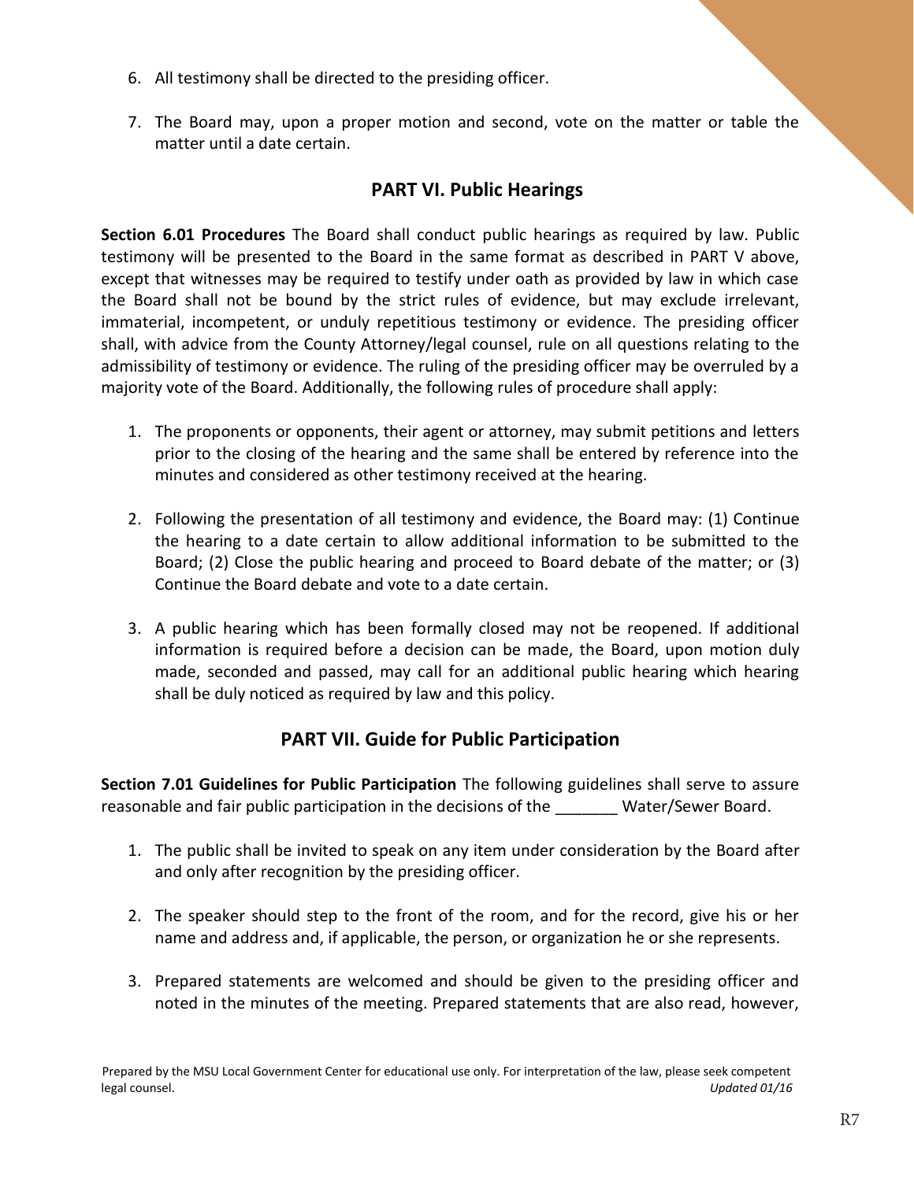6. All testimony shall be directed to the presiding officer.

7. The Board may, upon a proper motion and second, vote on the matter or table the matter until a date certain.

## PART VI. Public Hearings

**Section 6.01 Procedures** The Board shall conduct public hearings as required by law. Public testimony will be presented to the Board in the same format as described in PART V above, except that witnesses may be required to testify under oath as provided by law in which case the Board shall not be bound by the strict rules of evidence, but may exclude irrelevant, immaterial, incompetent, or unduly repetitious testimony or evidence. The presiding officer shall, with advice from the County Attorney/legal counsel, rule on all questions relating to the admissibility of testimony or evidence. The ruling of the presiding officer may be overruled by a majority vote of the Board. Additionally, the following rules of procedure shall apply:

1. The proponents or opponents, their agent or attorney, may submit petitions and letters prior to the closing of the hearing and the same shall be entered by reference into the minutes and considered as other testimony received at the hearing.

2. Following the presentation of all testimony and evidence, the Board may: (1) Continue the hearing to a date certain to allow additional information to be submitted to the Board; (2) Close the public hearing and proceed to Board debate of the matter; or (3) Continue the Board debate and vote to a date certain.

3. A public hearing which has been formally closed may not be reopened. If additional information is required before a decision can be made, the Board, upon motion duly made, seconded and passed, may call for an additional public hearing which hearing shall be duly noticed as required by law and this policy.

## PART VII. Guide for Public Participation

**Section 7.01 Guidelines for Public Participation** The following guidelines shall serve to assure reasonable and fair public participation in the decisions of the _______ Water/Sewer Board.

1. The public shall be invited to speak on any item under consideration by the Board after and only after recognition by the presiding officer.

2. The speaker should step to the front of the room, and for the record, give his or her name and address and, if applicable, the person, or organization he or she represents.

3. Prepared statements are welcomed and should be given to the presiding officer and noted in the minutes of the meeting. Prepared statements that are also read, however,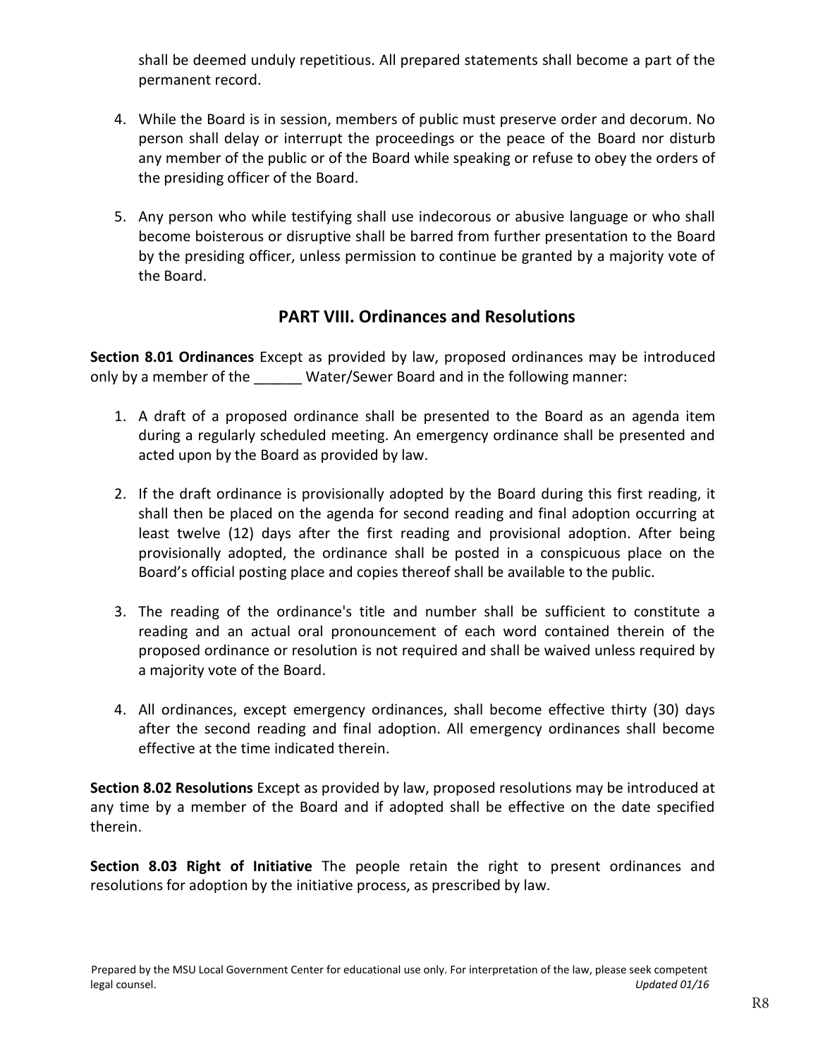shall be deemed unduly repetitious. All prepared statements shall become a part of the permanent record.

4. While the Board is in session, members of public must preserve order and decorum. No person shall delay or interrupt the proceedings or the peace of the Board nor disturb any member of the public or of the Board while speaking or refuse to obey the orders of the presiding officer of the Board.

5. Any person who while testifying shall use indecorous or abusive language or who shall become boisterous or disruptive shall be barred from further presentation to the Board by the presiding officer, unless permission to continue be granted by a majority vote of the Board.

## PART VIII. Ordinances and Resolutions

**Section 8.01 Ordinances** Except as provided by law, proposed ordinances may be introduced only by a member of the ______ Water/Sewer Board and in the following manner:

1. A draft of a proposed ordinance shall be presented to the Board as an agenda item during a regularly scheduled meeting. An emergency ordinance shall be presented and acted upon by the Board as provided by law.

2. If the draft ordinance is provisionally adopted by the Board during this first reading, it shall then be placed on the agenda for second reading and final adoption occurring at least twelve (12) days after the first reading and provisional adoption. After being provisionally adopted, the ordinance shall be posted in a conspicuous place on the Board's official posting place and copies thereof shall be available to the public.

3. The reading of the ordinance's title and number shall be sufficient to constitute a reading and an actual oral pronouncement of each word contained therein of the proposed ordinance or resolution is not required and shall be waived unless required by a majority vote of the Board.

4. All ordinances, except emergency ordinances, shall become effective thirty (30) days after the second reading and final adoption. All emergency ordinances shall become effective at the time indicated therein.

**Section 8.02 Resolutions** Except as provided by law, proposed resolutions may be introduced at any time by a member of the Board and if adopted shall be effective on the date specified therein.

**Section 8.03 Right of Initiative** The people retain the right to present ordinances and resolutions for adoption by the initiative process, as prescribed by law.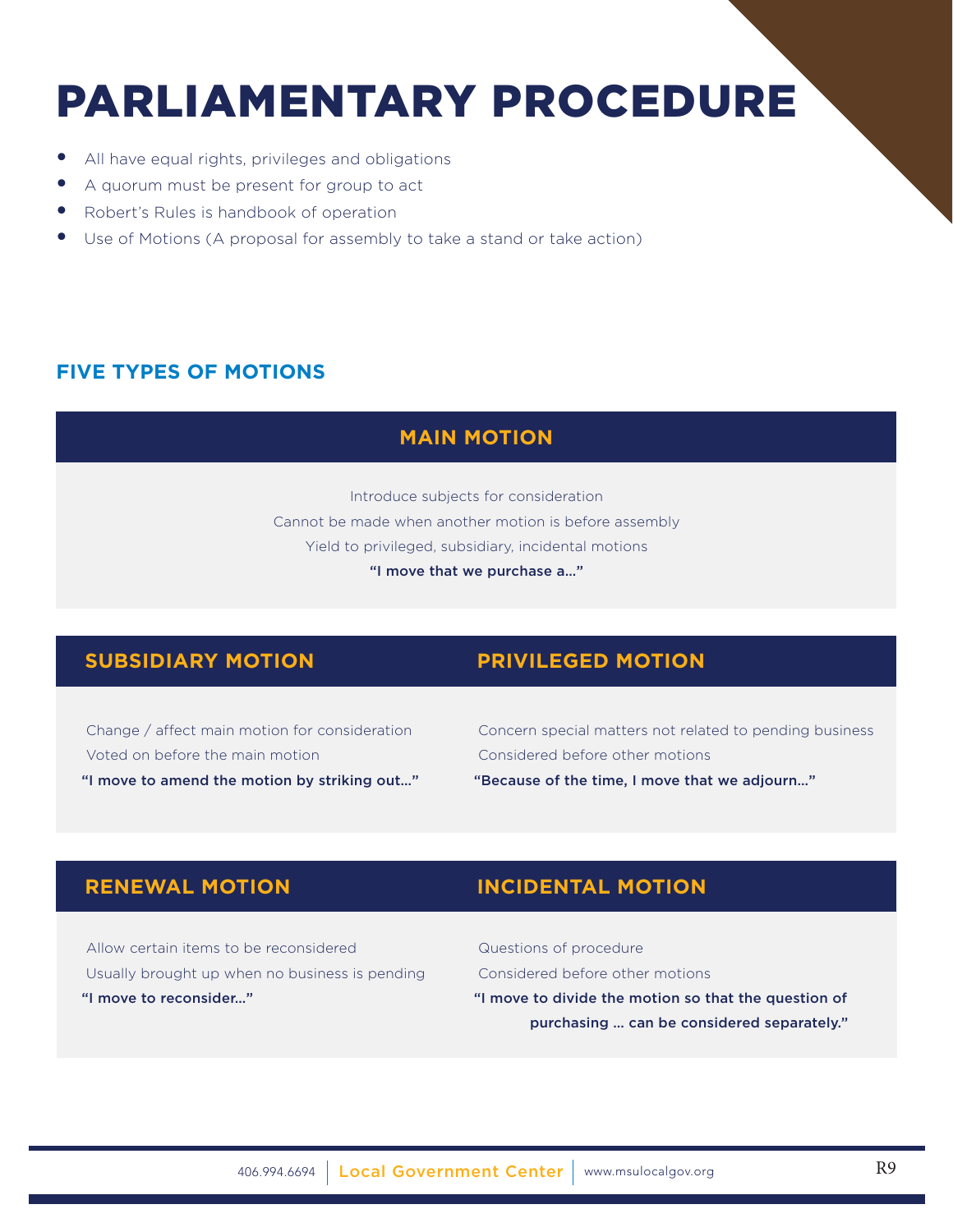# PARLIAMENTARY PROCEDURE

- All have equal rights, privileges and obligations
- A quorum must be present for group to act
- Robert's Rules is handbook of operation
- Use of Motions (A proposal for assembly to take a stand or take action)

## FIVE TYPES OF MOTIONS

### MAIN MOTION

Introduce subjects for consideration

Cannot be made when another motion is before assembly

Yield to privileged, subsidiary, incidental motions

**"I move that we purchase a..."**

### SUBSIDIARY MOTION

Change / affect main motion for consideration

Voted on before the main motion

**"I move to amend the motion by striking out..."**

### PRIVILEGED MOTION

Concern special matters not related to pending business

Considered before other motions

**"Because of the time, I move that we adjourn..."**

### RENEWAL MOTION

Allow certain items to be reconsidered

Usually brought up when no business is pending

**"I move to reconsider..."**

### INCIDENTAL MOTION

Questions of procedure

Considered before other motions

**"I move to divide the motion so that the question of purchasing ... can be considered separately."**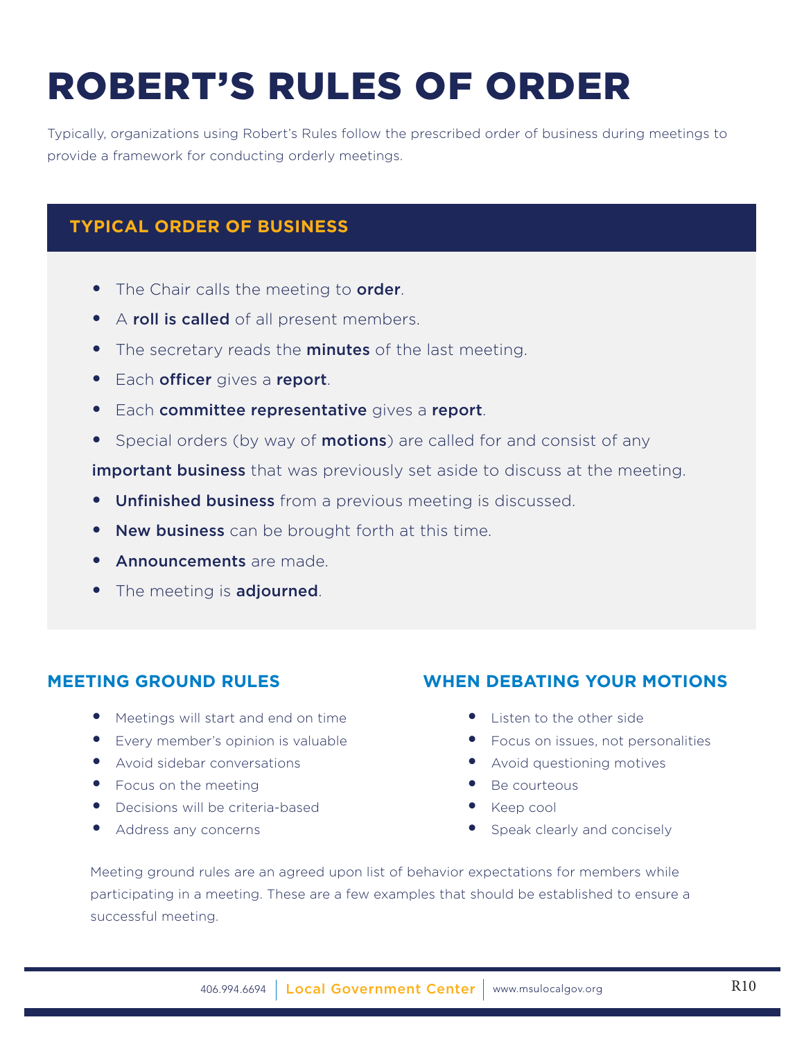# ROBERT'S RULES OF ORDER

Typically, organizations using Robert's Rules follow the prescribed order of business during meetings to provide a framework for conducting orderly meetings.

## TYPICAL ORDER OF BUSINESS

- The Chair calls the meeting to **order**.
- A **roll is called** of all present members.
- The secretary reads the **minutes** of the last meeting.
- Each **officer** gives a **report**.
- Each **committee representative** gives a **report**.
- Special orders (by way of **motions**) are called for and consist of any **important business** that was previously set aside to discuss at the meeting.
- **Unfinished business** from a previous meeting is discussed.
- **New business** can be brought forth at this time.
- **Announcements** are made.
- The meeting is **adjourned**.

## MEETING GROUND RULES

- Meetings will start and end on time
- Every member's opinion is valuable
- Avoid sidebar conversations
- Focus on the meeting
- Decisions will be criteria-based
- Address any concerns

## WHEN DEBATING YOUR MOTIONS

- Listen to the other side
- Focus on issues, not personalities
- Avoid questioning motives
- Be courteous
- Keep cool
- Speak clearly and concisely

Meeting ground rules are an agreed upon list of behavior expectations for members while participating in a meeting. These are a few examples that should be established to ensure a successful meeting.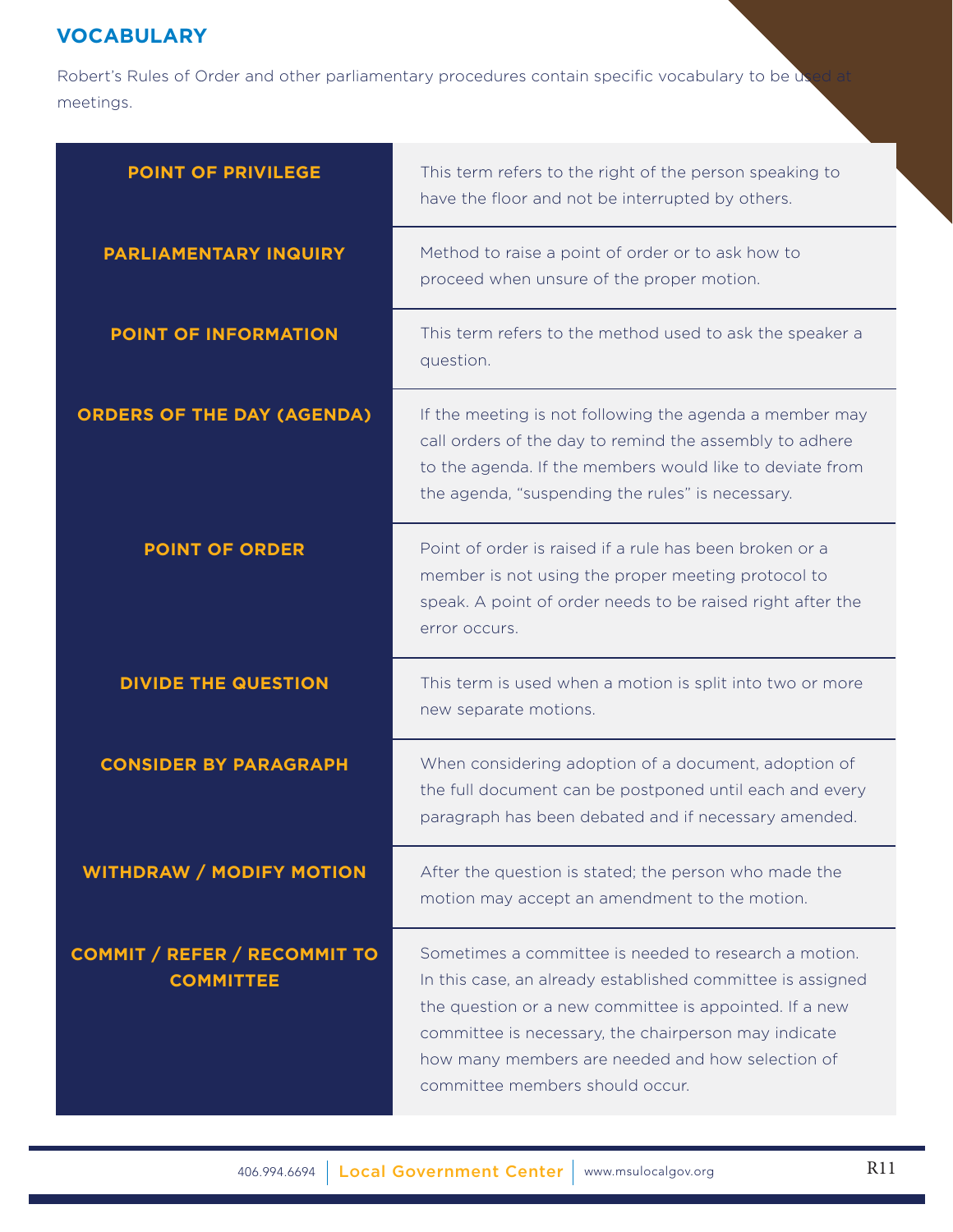## VOCABULARY

Robert's Rules of Order and other parliamentary procedures contain specific vocabulary to be used at meetings.

| Term | Definition |
| --- | --- |
| **POINT OF PRIVILEGE** | This term refers to the right of the person speaking to have the floor and not be interrupted by others. |
| **PARLIAMENTARY INQUIRY** | Method to raise a point of order or to ask how to proceed when unsure of the proper motion. |
| **POINT OF INFORMATION** | This term refers to the method used to ask the speaker a question. |
| **ORDERS OF THE DAY (AGENDA)** | If the meeting is not following the agenda a member may call orders of the day to remind the assembly to adhere to the agenda. If the members would like to deviate from the agenda, "suspending the rules" is necessary. |
| **POINT OF ORDER** | Point of order is raised if a rule has been broken or a member is not using the proper meeting protocol to speak. A point of order needs to be raised right after the error occurs. |
| **DIVIDE THE QUESTION** | This term is used when a motion is split into two or more new separate motions. |
| **CONSIDER BY PARAGRAPH** | When considering adoption of a document, adoption of the full document can be postponed until each and every paragraph has been debated and if necessary amended. |
| **WITHDRAW / MODIFY MOTION** | After the question is stated; the person who made the motion may accept an amendment to the motion. |
| **COMMIT / REFER / RECOMMIT TO COMMITTEE** | Sometimes a committee is needed to research a motion. In this case, an already established committee is assigned the question or a new committee is appointed. If a new committee is necessary, the chairperson may indicate how many members are needed and how selection of committee members should occur. |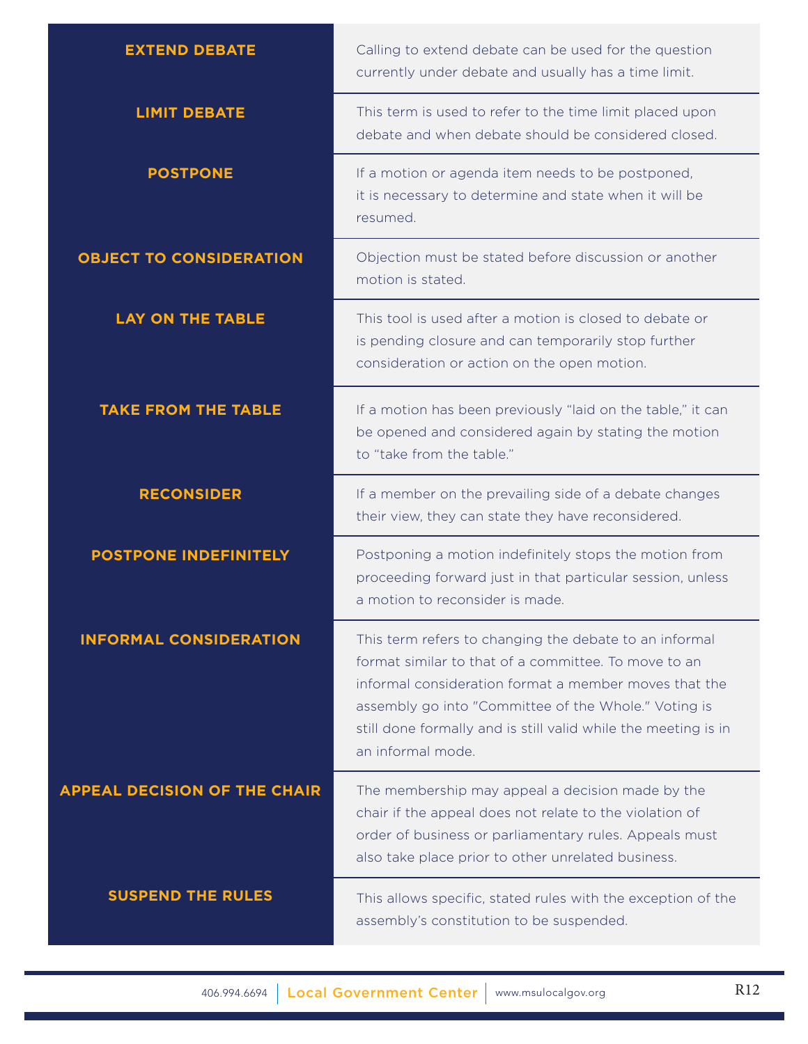| | |
|---|---|
| **EXTEND DEBATE** | Calling to extend debate can be used for the question currently under debate and usually has a time limit. |
| **LIMIT DEBATE** | This term is used to refer to the time limit placed upon debate and when debate should be considered closed. |
| **POSTPONE** | If a motion or agenda item needs to be postponed, it is necessary to determine and state when it will be resumed. |
| **OBJECT TO CONSIDERATION** | Objection must be stated before discussion or another motion is stated. |
| **LAY ON THE TABLE** | This tool is used after a motion is closed to debate or is pending closure and can temporarily stop further consideration or action on the open motion. |
| **TAKE FROM THE TABLE** | If a motion has been previously “laid on the table,” it can be opened and considered again by stating the motion to “take from the table.” |
| **RECONSIDER** | If a member on the prevailing side of a debate changes their view, they can state they have reconsidered. |
| **POSTPONE INDEFINITELY** | Postponing a motion indefinitely stops the motion from proceeding forward just in that particular session, unless a motion to reconsider is made. |
| **INFORMAL CONSIDERATION** | This term refers to changing the debate to an informal format similar to that of a committee. To move to an informal consideration format a member moves that the assembly go into "Committee of the Whole." Voting is still done formally and is still valid while the meeting is in an informal mode. |
| **APPEAL DECISION OF THE CHAIR** | The membership may appeal a decision made by the chair if the appeal does not relate to the violation of order of business or parliamentary rules. Appeals must also take place prior to other unrelated business. |
| **SUSPEND THE RULES** | This allows specific, stated rules with the exception of the assembly’s constitution to be suspended. |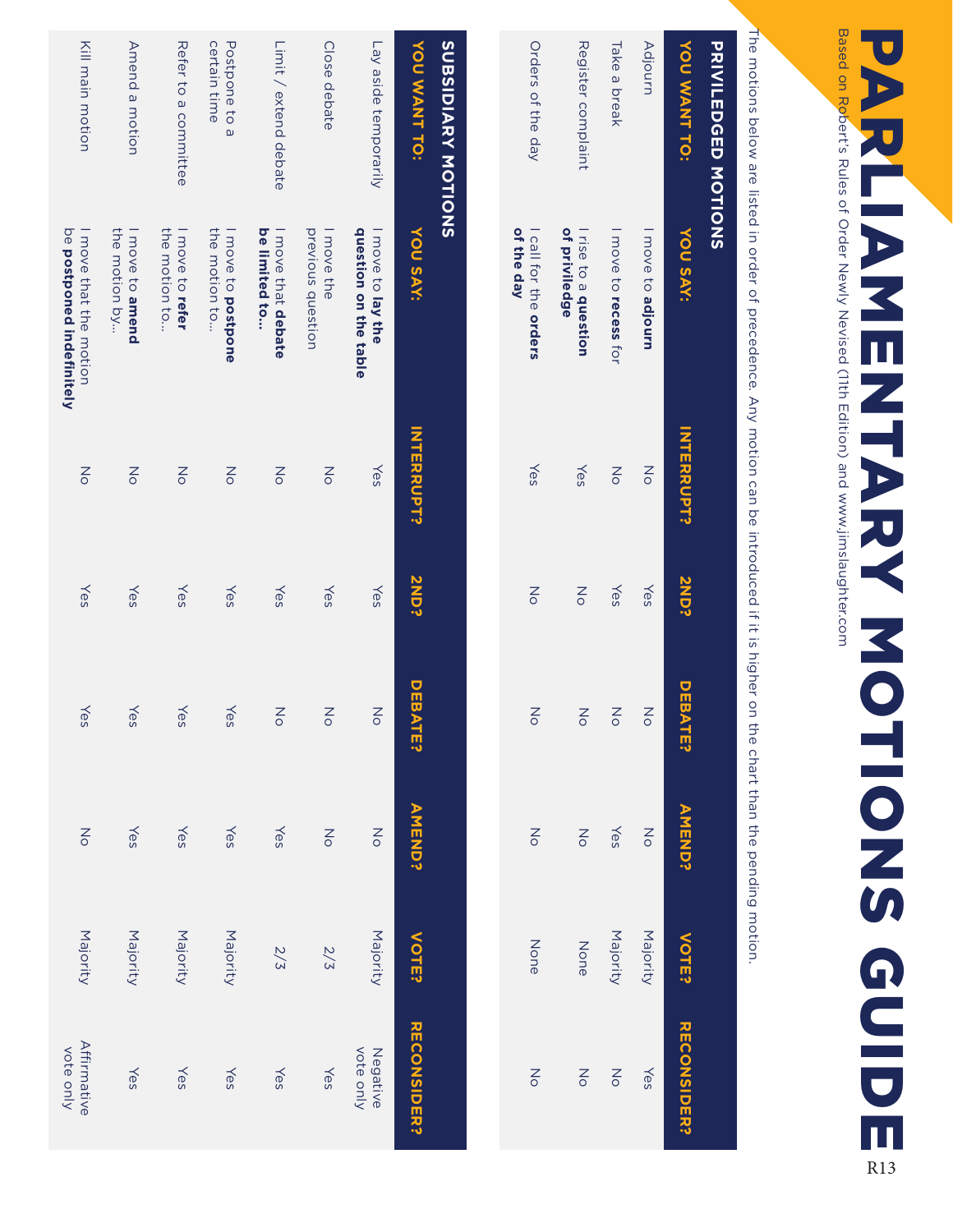# PARLIAMENTARY MOTIONS GUIDE

Based on Robert's Rules of Order Newly Revised (11th Edition) and www.jimslaughter.com

The motions below are listed in order of precedence. Any motion can be introduced if it is higher on the chart than the pending motion.

## PRIVILEDGED MOTIONS

| YOU WANT TO: | YOU SAY: | INTERRUPT? | 2ND? | DEBATE? | AMEND? | VOTE? | RECONSIDER? |
|---|---|---|---|---|---|---|---|
| Adjourn | I move to **adjourn** | No | Yes | No | No | Majority | Yes |
| Take a break | I move to **recess** for | No | Yes | No | Yes | Majority | No |
| Register complaint | I rise to a **question of priviledge** | Yes | No | No | No | None | No |
| Orders of the day | I call for the **orders of the day** | Yes | No | No | No | None | No |

## SUBSIDIARY MOTIONS

| YOU WANT TO: | YOU SAY: | INTERRUPT? | 2ND? | DEBATE? | AMEND? | VOTE? | RECONSIDER? |
|---|---|---|---|---|---|---|---|
| Lay aside temporarily | I move to **lay the question on the table** | Yes | Yes | No | No | Majority | Negative vote only |
| Close debate | I move the previous question | No | Yes | No | No | 2/3 | Yes |
| Limit / extend debate | I move that **debate be limited to...** | No | Yes | No | Yes | 2/3 | Yes |
| Postpone to a certain time | I move to **postpone** the motion to... | No | Yes | Yes | Yes | Majority | Yes |
| Refer to a committee | I move to **refer** the motion to... | No | Yes | Yes | Yes | Majority | Yes |
| Amend a motion | I move to **amend** the motion by... | No | Yes | Yes | Yes | Majority | Yes |
| Kill main motion | I move that the motion be **postponed indefinitely** | No | Yes | Yes | No | Majority | Affirmative vote only |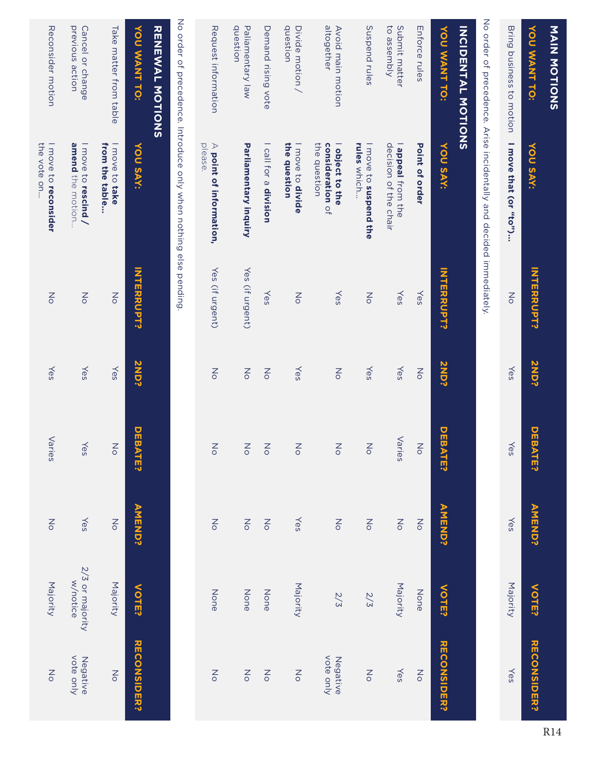## MAIN MOTIONS

| YOU WANT TO: | YOU SAY: | INTERRUPT? | 2ND? | DEBATE? | AMEND? | VOTE? | RECONSIDER? |
|---|---|---|---|---|---|---|---|
| Bring business to motion | **I move that (or "to")...** | No | Yes | Yes | Yes | Majority | Yes |

No order of precedence. Arise incidentally and decided immediately.

## INCIDENTAL MOTIONS

| YOU WANT TO: | YOU SAY: | INTERRUPT? | 2ND? | DEBATE? | AMEND? | VOTE? | RECONSIDER? |
|---|---|---|---|---|---|---|---|
| Enforce rules | **Point of order** | Yes | No | No | No | None | No |
| Submit matter to assembly | I **appeal** from the decision of the chair | Yes | Yes | Varies | No | Majority | Yes |
| Suspend rules | I move to **suspend the rules** which... | No | Yes | No | No | 2/3 | No |
| Avoid main motion altogether | **I object to the consideration** of the question | Yes | No | No | No | 2/3 | Negative vote only |
| Divide motion / question | I move to **divide the question** | No | Yes | No | Yes | Majority | No |
| Demand rising vote | I call for a **division** | Yes | No | No | No | None | No |
| Paliamentary law question | **Parliamentary inquiry** | Yes (if urgent) | No | No | No | None | No |
| Request information | A **point of information,** please. | Yes (if urgent) | No | No | No | None | No |

No order of precedence. Introduce only when nothing else pending.

## RENEWAL MOTIONS

| YOU WANT TO: | YOU SAY: | INTERRUPT? | 2ND? | DEBATE? | AMEND? | VOTE? | RECONSIDER? |
|---|---|---|---|---|---|---|---|
| Take matter from table | I move to **take from the table...** | No | Yes | No | No | Majority | No |
| Cancel or change previous action | I move to **rescind / amend** the motion... | No | Yes | Yes | Yes | 2/3 or majority w/notice | Negative vote only |
| Reconsider motion | I move to **reconsider** the vote on... | No | Yes | Varies | No | Majority | No |